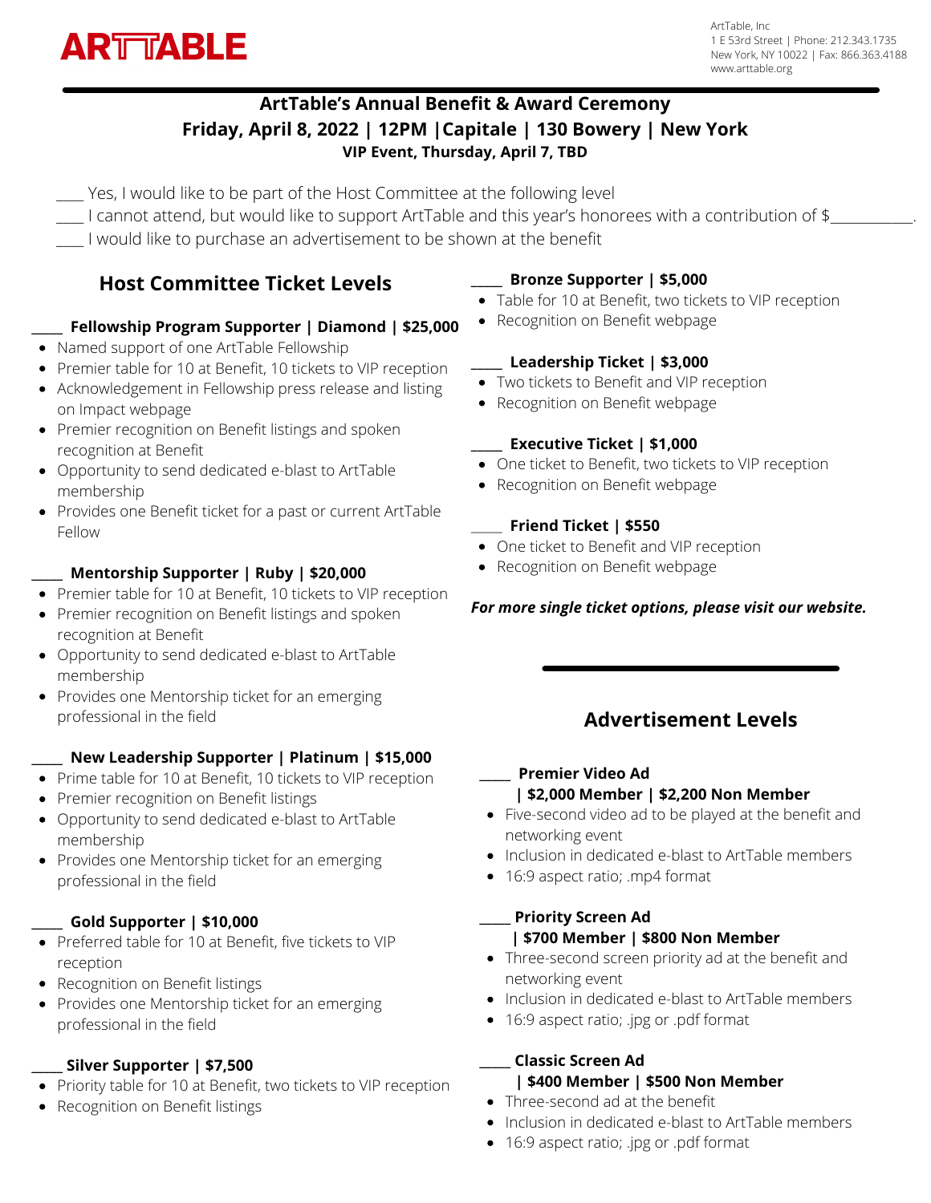ARTTABLE

ArtTable, Inc
1 E 53rd Street | Phone: 212.343.1735
New York, NY 10022 | Fax: 866.363.4188
www.arttable.org

# ArtTable's Annual Benefit & Award Ceremony

## Friday, April 8, 2022 | 12PM | Capitale | 130 Bowery | New York

### VIP Event, Thursday, April 7, TBD

____ Yes, I would like to be part of the Host Committee at the following level

____ I cannot attend, but would like to support ArtTable and this year's honorees with a contribution of $___________.

____ I would like to purchase an advertisement to be shown at the benefit

## Host Committee Ticket Levels

____ **Fellowship Program Supporter | Diamond | $25,000**

- Named support of one ArtTable Fellowship
- Premier table for 10 at Benefit, 10 tickets to VIP reception
- Acknowledgement in Fellowship press release and listing on Impact webpage
- Premier recognition on Benefit listings and spoken recognition at Benefit
- Opportunity to send dedicated e-blast to ArtTable membership
- Provides one Benefit ticket for a past or current ArtTable Fellow

____ **Mentorship Supporter | Ruby | $20,000**

- Premier table for 10 at Benefit, 10 tickets to VIP reception
- Premier recognition on Benefit listings and spoken recognition at Benefit
- Opportunity to send dedicated e-blast to ArtTable membership
- Provides one Mentorship ticket for an emerging professional in the field

____ **New Leadership Supporter | Platinum | $15,000**

- Prime table for 10 at Benefit, 10 tickets to VIP reception
- Premier recognition on Benefit listings
- Opportunity to send dedicated e-blast to ArtTable membership
- Provides one Mentorship ticket for an emerging professional in the field

____ **Gold Supporter | $10,000**

- Preferred table for 10 at Benefit, five tickets to VIP reception
- Recognition on Benefit listings
- Provides one Mentorship ticket for an emerging professional in the field

____ **Silver Supporter | $7,500**

- Priority table for 10 at Benefit, two tickets to VIP reception
- Recognition on Benefit listings

____ **Bronze Supporter | $5,000**

- Table for 10 at Benefit, two tickets to VIP reception
- Recognition on Benefit webpage

____ **Leadership Ticket | $3,000**

- Two tickets to Benefit and VIP reception
- Recognition on Benefit webpage

____ **Executive Ticket | $1,000**

- One ticket to Benefit, two tickets to VIP reception
- Recognition on Benefit webpage

____ **Friend Ticket | $550**

- One ticket to Benefit and VIP reception
- Recognition on Benefit webpage

***For more single ticket options, please visit our website.***

## Advertisement Levels

____ **Premier Video Ad | $2,000 Member | $2,200 Non Member**

- Five-second video ad to be played at the benefit and networking event
- Inclusion in dedicated e-blast to ArtTable members
- 16:9 aspect ratio; .mp4 format

____ **Priority Screen Ad | $700 Member | $800 Non Member**

- Three-second screen priority ad at the benefit and networking event
- Inclusion in dedicated e-blast to ArtTable members
- 16:9 aspect ratio; .jpg or .pdf format

____ **Classic Screen Ad | $400 Member | $500 Non Member**

- Three-second ad at the benefit
- Inclusion in dedicated e-blast to ArtTable members
- 16:9 aspect ratio; .jpg or .pdf format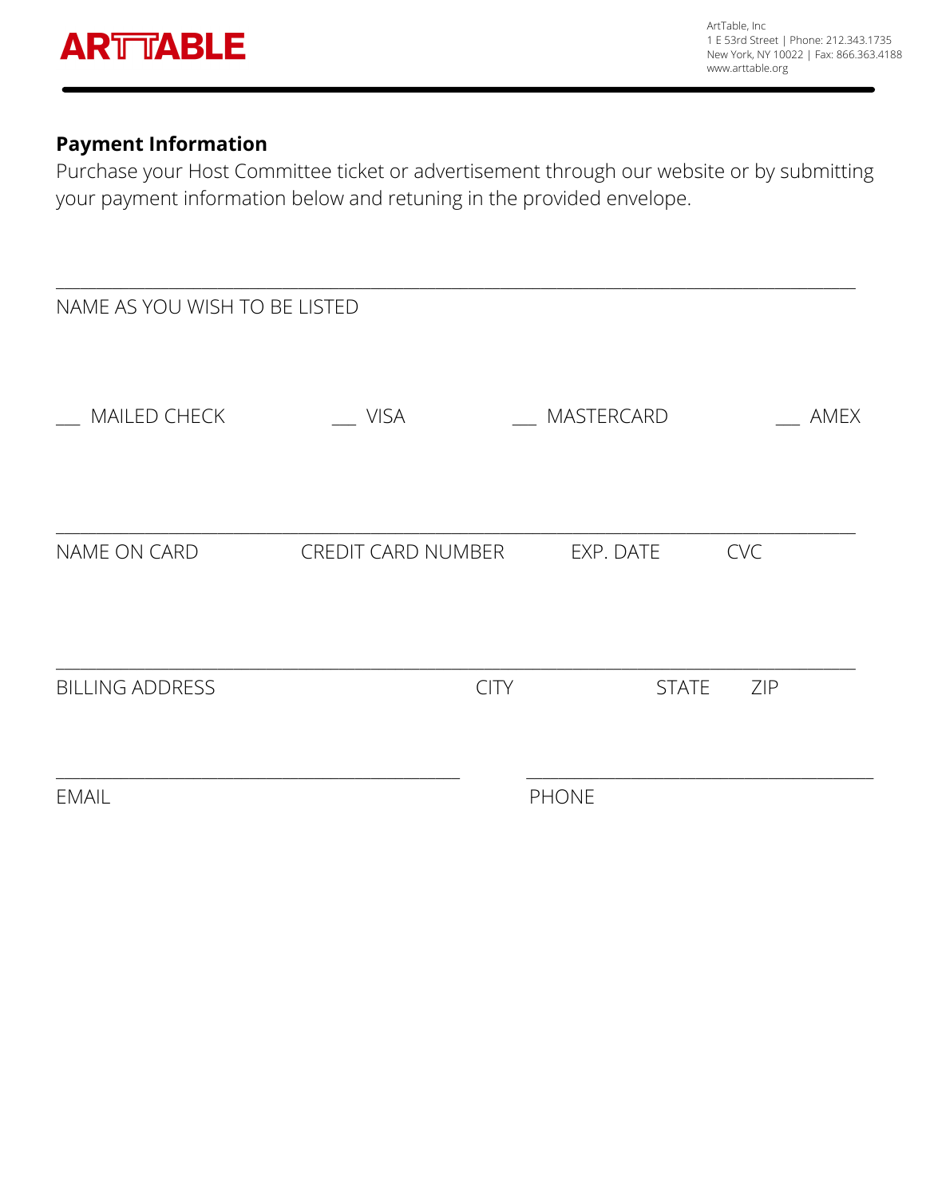ARTTABLE

ArtTable, Inc
1 E 53rd Street | Phone: 212.343.1735
New York, NY 10022 | Fax: 866.363.4188
www.arttable.org

**Payment Information**

Purchase your Host Committee ticket or advertisement through our website or by submitting your payment information below and retuning in the provided envelope.

\_\_\_\_\_\_\_\_\_\_\_\_\_\_\_\_\_\_\_\_\_\_\_\_\_\_\_\_\_\_\_\_\_\_\_\_\_\_\_\_\_\_\_\_\_\_\_\_\_\_\_\_\_\_\_\_\_\_\_\_\_\_\_\_\_\_

NAME AS YOU WISH TO BE LISTED

\_\_\_ MAILED CHECK    \_\_\_ VISA    \_\_\_ MASTERCARD    \_\_\_ AMEX

\_\_\_\_\_\_\_\_\_\_\_\_\_\_\_\_\_\_\_\_\_\_\_\_\_\_\_\_\_\_\_\_\_\_\_\_\_\_\_\_\_\_\_\_\_\_\_\_\_\_\_\_\_\_\_\_\_\_\_\_\_\_\_\_\_\_

NAME ON CARD    CREDIT CARD NUMBER    EXP. DATE    CVC

\_\_\_\_\_\_\_\_\_\_\_\_\_\_\_\_\_\_\_\_\_\_\_\_\_\_\_\_\_\_\_\_\_\_\_\_\_\_\_\_\_\_\_\_\_\_\_\_\_\_\_\_\_\_\_\_\_\_\_\_\_\_\_\_\_\_

BILLING ADDRESS    CITY    STATE    ZIP

\_\_\_\_\_\_\_\_\_\_\_\_\_\_\_\_\_\_\_\_\_\_\_\_\_\_\_\_\_\_\_\_    \_\_\_\_\_\_\_\_\_\_\_\_\_\_\_\_\_\_\_\_\_\_\_\_\_\_\_\_\_\_\_\_

EMAIL    PHONE